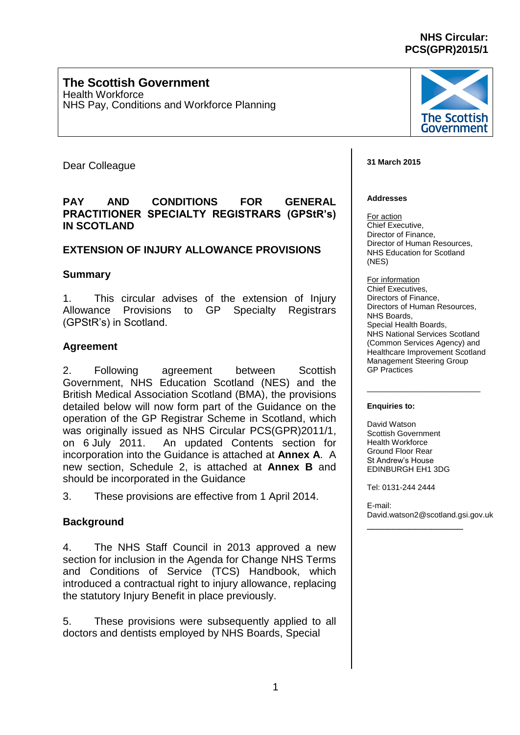**NHS Circular: PCS(GPR)2015/1**

**The Scottish Government**
Health Workforce
NHS Pay, Conditions and Workforce Planning

**31 March 2015**

**Addresses**

For action
Chief Executive,
Director of Finance,
Director of Human Resources,
NHS Education for Scotland (NES)

For information
Chief Executives,
Directors of Finance,
Directors of Human Resources,
NHS Boards,
Special Health Boards,
NHS National Services Scotland (Common Services Agency) and
Healthcare Improvement Scotland
Management Steering Group
GP Practices

**Enquiries to:**

David Watson
Scottish Government
Health Workforce
Ground Floor Rear
St Andrew's House
EDINBURGH EH1 3DG

Tel: 0131-244 2444

E-mail:
David.watson2@scotland.gsi.gov.uk

---

Dear Colleague

**PAY AND CONDITIONS FOR GENERAL PRACTITIONER SPECIALTY REGISTRARS (GPStR's) IN SCOTLAND**

**EXTENSION OF INJURY ALLOWANCE PROVISIONS**

## Summary

1. This circular advises of the extension of Injury Allowance Provisions to GP Specialty Registrars (GPStR's) in Scotland.

## Agreement

2. Following agreement between Scottish Government, NHS Education Scotland (NES) and the British Medical Association Scotland (BMA), the provisions detailed below will now form part of the Guidance on the operation of the GP Registrar Scheme in Scotland, which was originally issued as NHS Circular PCS(GPR)2011/1, on 6 July 2011. An updated Contents section for incorporation into the Guidance is attached at **Annex A**. A new section, Schedule 2, is attached at **Annex B** and should be incorporated in the Guidance

3. These provisions are effective from 1 April 2014.

## Background

4. The NHS Staff Council in 2013 approved a new section for inclusion in the Agenda for Change NHS Terms and Conditions of Service (TCS) Handbook, which introduced a contractual right to injury allowance, replacing the statutory Injury Benefit in place previously.

5. These provisions were subsequently applied to all doctors and dentists employed by NHS Boards, Special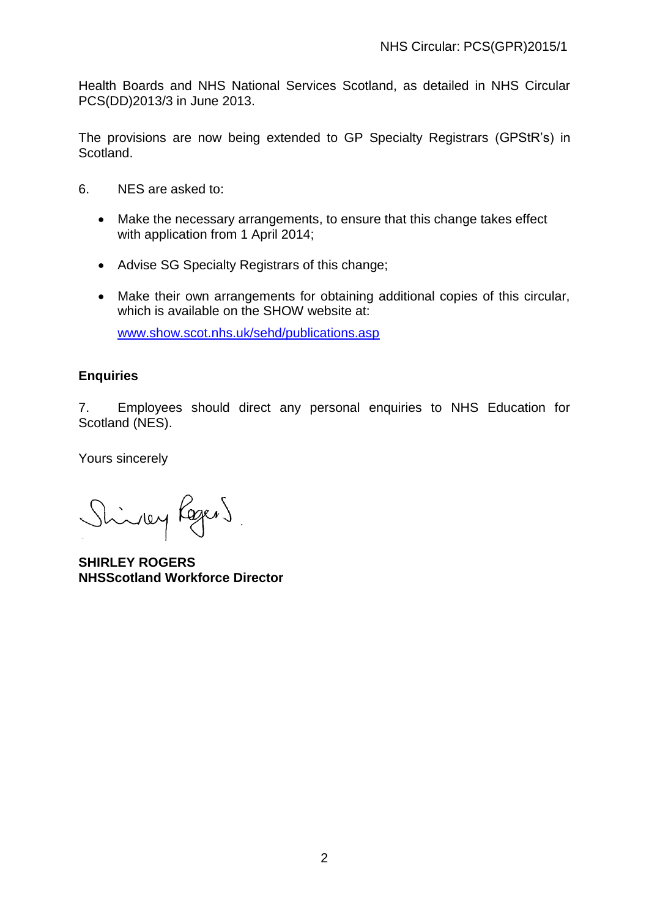Health Boards and NHS National Services Scotland, as detailed in NHS Circular PCS(DD)2013/3 in June 2013.

The provisions are now being extended to GP Specialty Registrars (GPStR's) in Scotland.

6. NES are asked to:

- Make the necessary arrangements, to ensure that this change takes effect with application from 1 April 2014;
- Advise SG Specialty Registrars of this change;
- Make their own arrangements for obtaining additional copies of this circular, which is available on the SHOW website at:

  [www.show.scot.nhs.uk/sehd/publications.asp](http://www.show.scot.nhs.uk/sehd/publications.asp)

**Enquiries**

7. Employees should direct any personal enquiries to NHS Education for Scotland (NES).

Yours sincerely

Shirley Rogers

**SHIRLEY ROGERS**
**NHSScotland Workforce Director**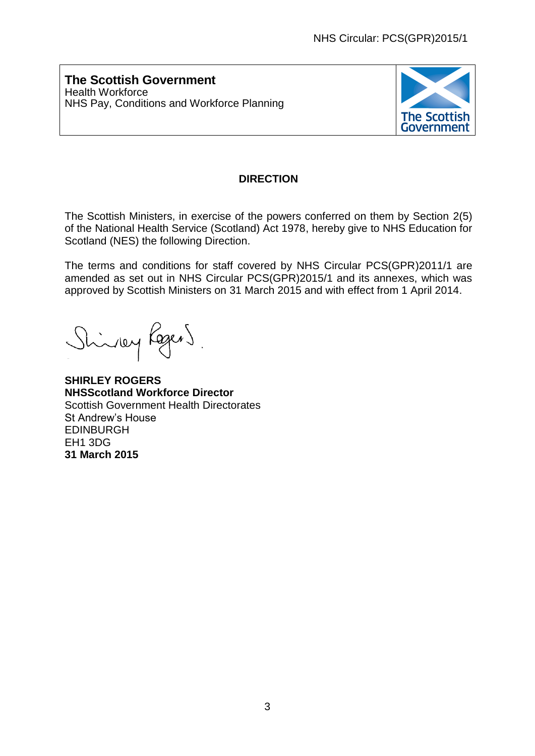NHS Circular: PCS(GPR)2015/1

**The Scottish Government**
Health Workforce
NHS Pay, Conditions and Workforce Planning

**DIRECTION**

The Scottish Ministers, in exercise of the powers conferred on them by Section 2(5) of the National Health Service (Scotland) Act 1978, hereby give to NHS Education for Scotland (NES) the following Direction.

The terms and conditions for staff covered by NHS Circular PCS(GPR)2011/1 are amended as set out in NHS Circular PCS(GPR)2015/1 and its annexes, which was approved by Scottish Ministers on 31 March 2015 and with effect from 1 April 2014.

**SHIRLEY ROGERS**
**NHSScotland Workforce Director**
Scottish Government Health Directorates
St Andrew's House
EDINBURGH
EH1 3DG
**31 March 2015**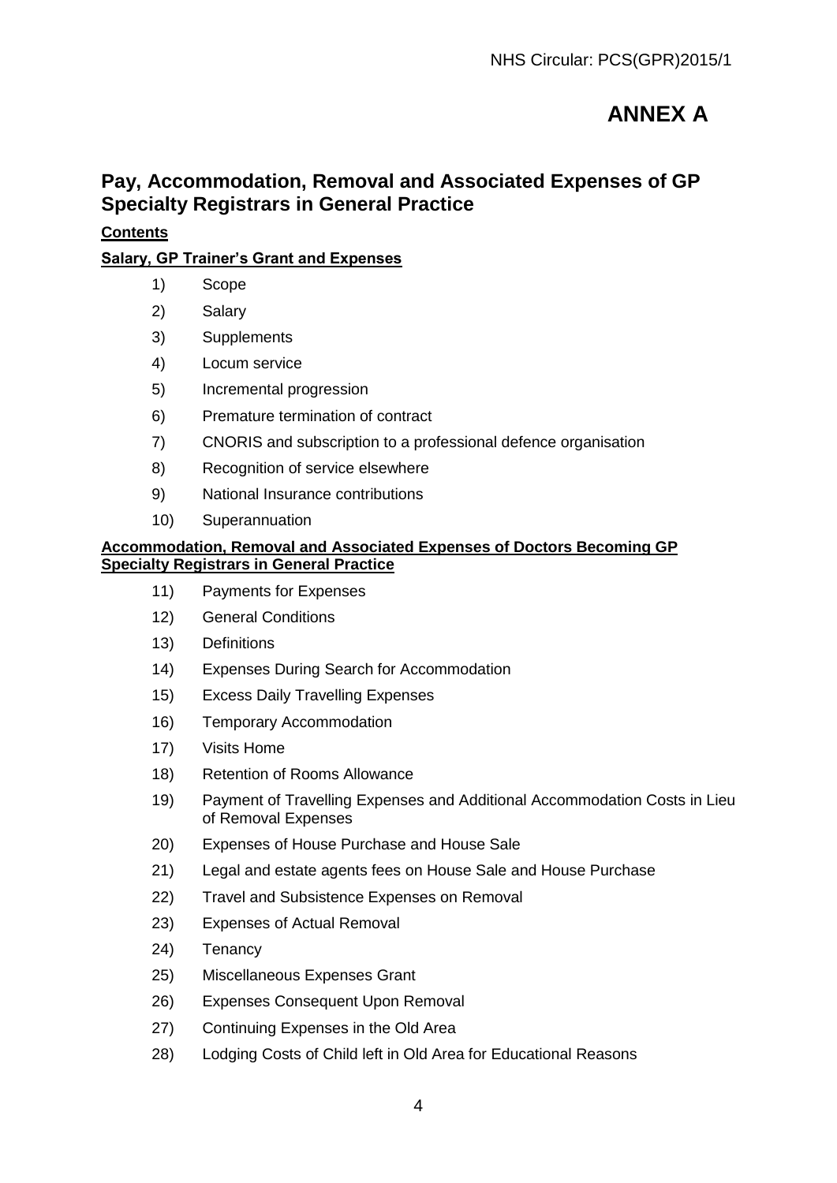# ANNEX A

## Pay, Accommodation, Removal and Associated Expenses of GP Specialty Registrars in General Practice

**Contents**

**Salary, GP Trainer's Grant and Expenses**

1) Scope
2) Salary
3) Supplements
4) Locum service
5) Incremental progression
6) Premature termination of contract
7) CNORIS and subscription to a professional defence organisation
8) Recognition of service elsewhere
9) National Insurance contributions
10) Superannuation

**Accommodation, Removal and Associated Expenses of Doctors Becoming GP Specialty Registrars in General Practice**

11) Payments for Expenses
12) General Conditions
13) Definitions
14) Expenses During Search for Accommodation
15) Excess Daily Travelling Expenses
16) Temporary Accommodation
17) Visits Home
18) Retention of Rooms Allowance
19) Payment of Travelling Expenses and Additional Accommodation Costs in Lieu of Removal Expenses
20) Expenses of House Purchase and House Sale
21) Legal and estate agents fees on House Sale and House Purchase
22) Travel and Subsistence Expenses on Removal
23) Expenses of Actual Removal
24) Tenancy
25) Miscellaneous Expenses Grant
26) Expenses Consequent Upon Removal
27) Continuing Expenses in the Old Area
28) Lodging Costs of Child left in Old Area for Educational Reasons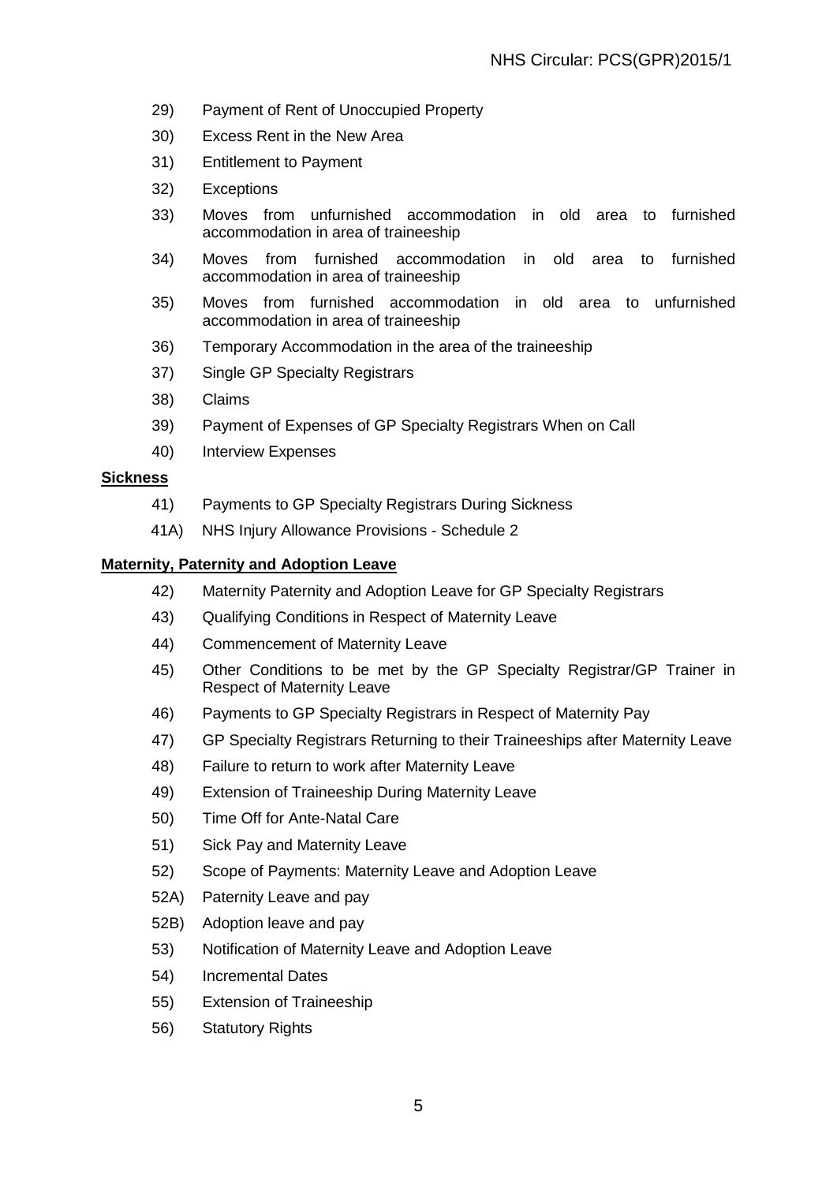29) Payment of Rent of Unoccupied Property

30) Excess Rent in the New Area

31) Entitlement to Payment

32) Exceptions

33) Moves from unfurnished accommodation in old area to furnished accommodation in area of traineeship

34) Moves from furnished accommodation in old area to furnished accommodation in area of traineeship

35) Moves from furnished accommodation in old area to unfurnished accommodation in area of traineeship

36) Temporary Accommodation in the area of the traineeship

37) Single GP Specialty Registrars

38) Claims

39) Payment of Expenses of GP Specialty Registrars When on Call

40) Interview Expenses

**Sickness**

41) Payments to GP Specialty Registrars During Sickness

41A) NHS Injury Allowance Provisions - Schedule 2

**Maternity, Paternity and Adoption Leave**

42) Maternity Paternity and Adoption Leave for GP Specialty Registrars

43) Qualifying Conditions in Respect of Maternity Leave

44) Commencement of Maternity Leave

45) Other Conditions to be met by the GP Specialty Registrar/GP Trainer in Respect of Maternity Leave

46) Payments to GP Specialty Registrars in Respect of Maternity Pay

47) GP Specialty Registrars Returning to their Traineeships after Maternity Leave

48) Failure to return to work after Maternity Leave

49) Extension of Traineeship During Maternity Leave

50) Time Off for Ante-Natal Care

51) Sick Pay and Maternity Leave

52) Scope of Payments: Maternity Leave and Adoption Leave

52A) Paternity Leave and pay

52B) Adoption leave and pay

53) Notification of Maternity Leave and Adoption Leave

54) Incremental Dates

55) Extension of Traineeship

56) Statutory Rights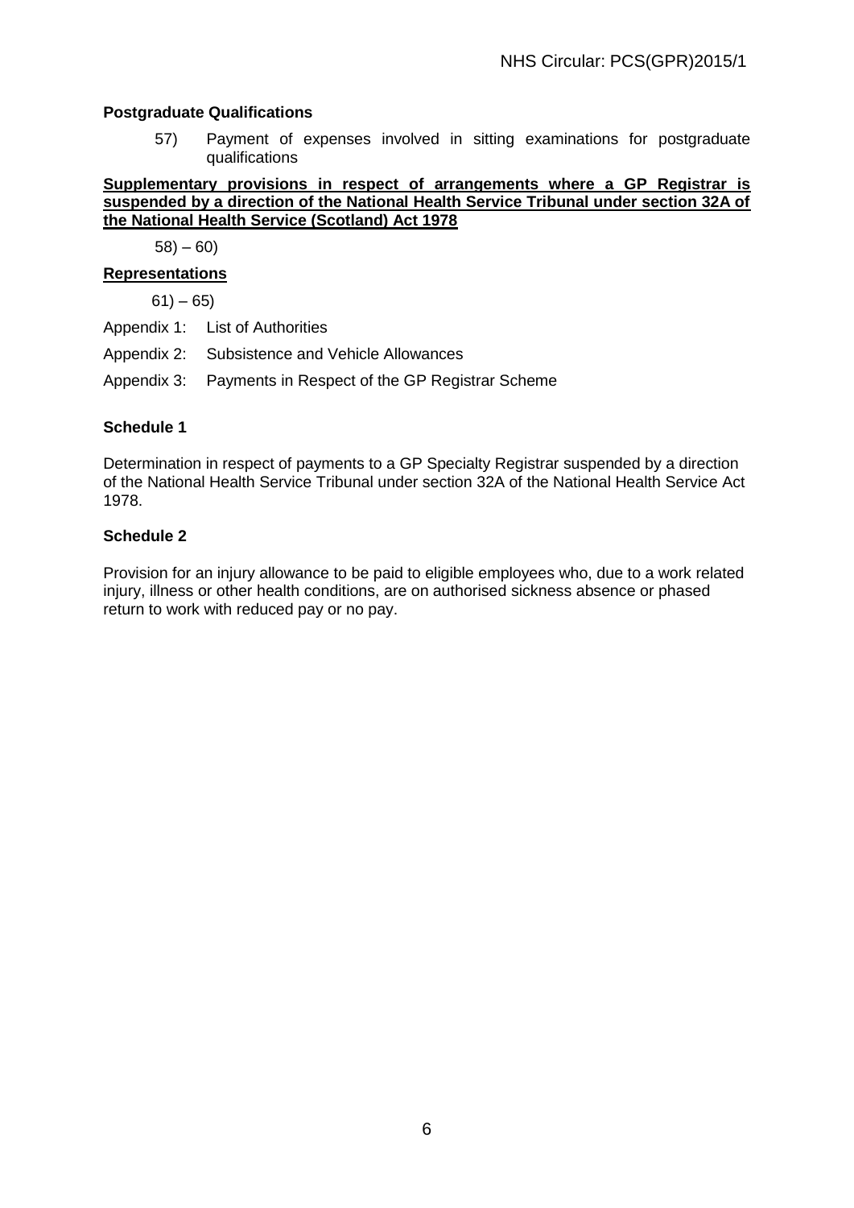**Postgraduate Qualifications**

57) Payment of expenses involved in sitting examinations for postgraduate qualifications

**Supplementary provisions in respect of arrangements where a GP Registrar is suspended by a direction of the National Health Service Tribunal under section 32A of the National Health Service (Scotland) Act 1978**

58) – 60)

**Representations**

61) – 65)

Appendix 1: List of Authorities

Appendix 2: Subsistence and Vehicle Allowances

Appendix 3: Payments in Respect of the GP Registrar Scheme

**Schedule 1**

Determination in respect of payments to a GP Specialty Registrar suspended by a direction of the National Health Service Tribunal under section 32A of the National Health Service Act 1978.

**Schedule 2**

Provision for an injury allowance to be paid to eligible employees who, due to a work related injury, illness or other health conditions, are on authorised sickness absence or phased return to work with reduced pay or no pay.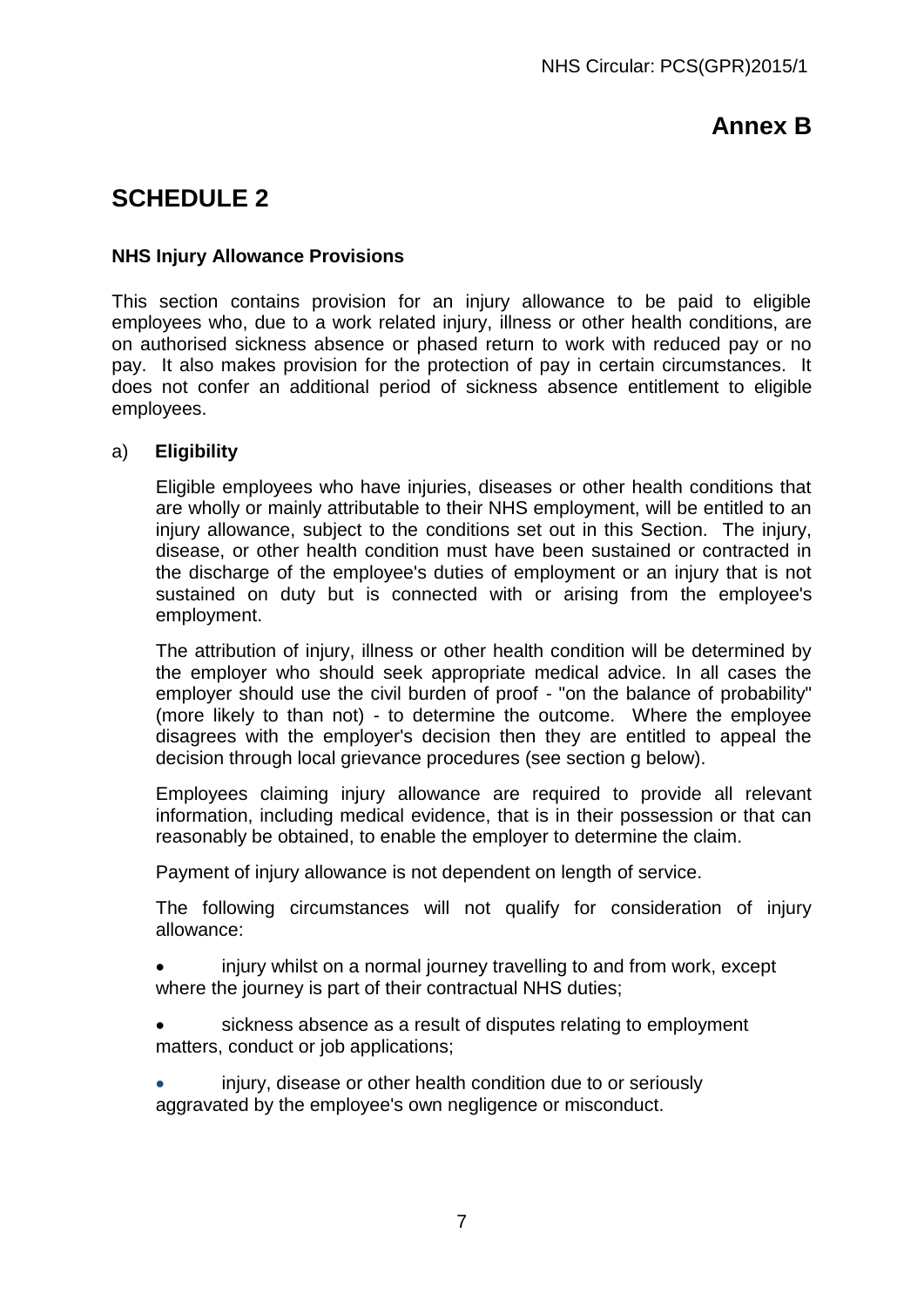# Annex B

# SCHEDULE 2

**NHS Injury Allowance Provisions**

This section contains provision for an injury allowance to be paid to eligible employees who, due to a work related injury, illness or other health conditions, are on authorised sickness absence or phased return to work with reduced pay or no pay. It also makes provision for the protection of pay in certain circumstances. It does not confer an additional period of sickness absence entitlement to eligible employees.

a) **Eligibility**

Eligible employees who have injuries, diseases or other health conditions that are wholly or mainly attributable to their NHS employment, will be entitled to an injury allowance, subject to the conditions set out in this Section. The injury, disease, or other health condition must have been sustained or contracted in the discharge of the employee's duties of employment or an injury that is not sustained on duty but is connected with or arising from the employee's employment.

The attribution of injury, illness or other health condition will be determined by the employer who should seek appropriate medical advice. In all cases the employer should use the civil burden of proof - "on the balance of probability" (more likely to than not) - to determine the outcome. Where the employee disagrees with the employer's decision then they are entitled to appeal the decision through local grievance procedures (see section g below).

Employees claiming injury allowance are required to provide all relevant information, including medical evidence, that is in their possession or that can reasonably be obtained, to enable the employer to determine the claim.

Payment of injury allowance is not dependent on length of service.

The following circumstances will not qualify for consideration of injury allowance:

- injury whilst on a normal journey travelling to and from work, except where the journey is part of their contractual NHS duties;
- sickness absence as a result of disputes relating to employment matters, conduct or job applications;
- injury, disease or other health condition due to or seriously aggravated by the employee's own negligence or misconduct.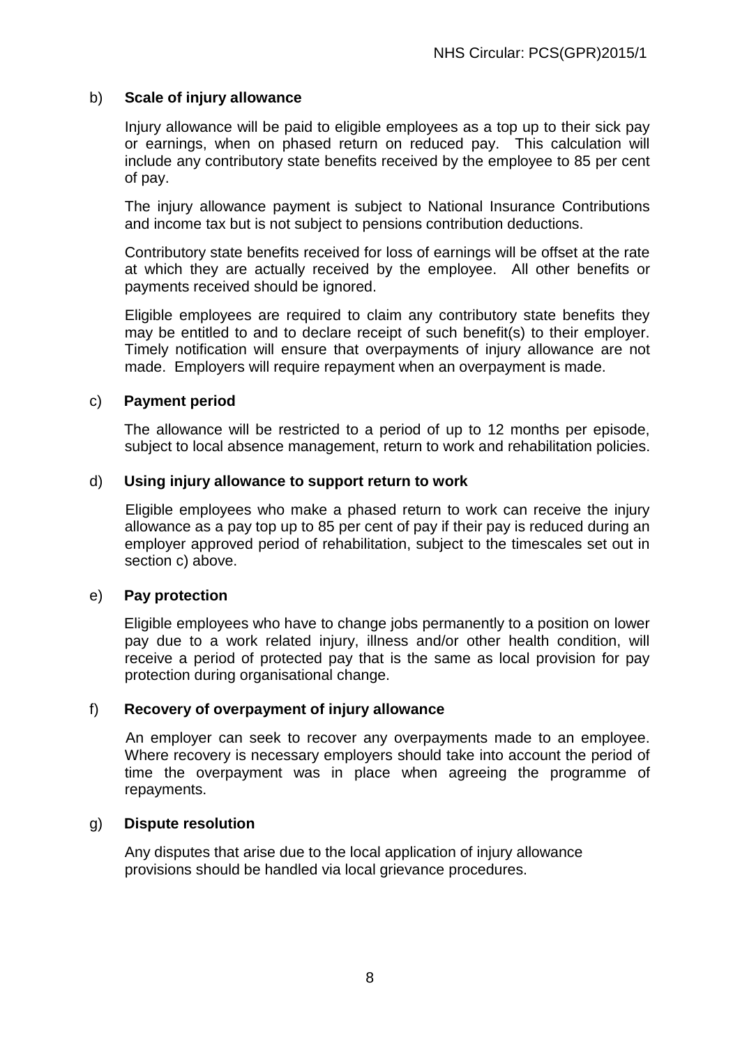b) **Scale of injury allowance**

Injury allowance will be paid to eligible employees as a top up to their sick pay or earnings, when on phased return on reduced pay. This calculation will include any contributory state benefits received by the employee to 85 per cent of pay.

The injury allowance payment is subject to National Insurance Contributions and income tax but is not subject to pensions contribution deductions.

Contributory state benefits received for loss of earnings will be offset at the rate at which they are actually received by the employee. All other benefits or payments received should be ignored.

Eligible employees are required to claim any contributory state benefits they may be entitled to and to declare receipt of such benefit(s) to their employer. Timely notification will ensure that overpayments of injury allowance are not made. Employers will require repayment when an overpayment is made.

c) **Payment period**

The allowance will be restricted to a period of up to 12 months per episode, subject to local absence management, return to work and rehabilitation policies.

d) **Using injury allowance to support return to work**

Eligible employees who make a phased return to work can receive the injury allowance as a pay top up to 85 per cent of pay if their pay is reduced during an employer approved period of rehabilitation, subject to the timescales set out in section c) above.

e) **Pay protection**

Eligible employees who have to change jobs permanently to a position on lower pay due to a work related injury, illness and/or other health condition, will receive a period of protected pay that is the same as local provision for pay protection during organisational change.

f) **Recovery of overpayment of injury allowance**

An employer can seek to recover any overpayments made to an employee. Where recovery is necessary employers should take into account the period of time the overpayment was in place when agreeing the programme of repayments.

g) **Dispute resolution**

Any disputes that arise due to the local application of injury allowance provisions should be handled via local grievance procedures.